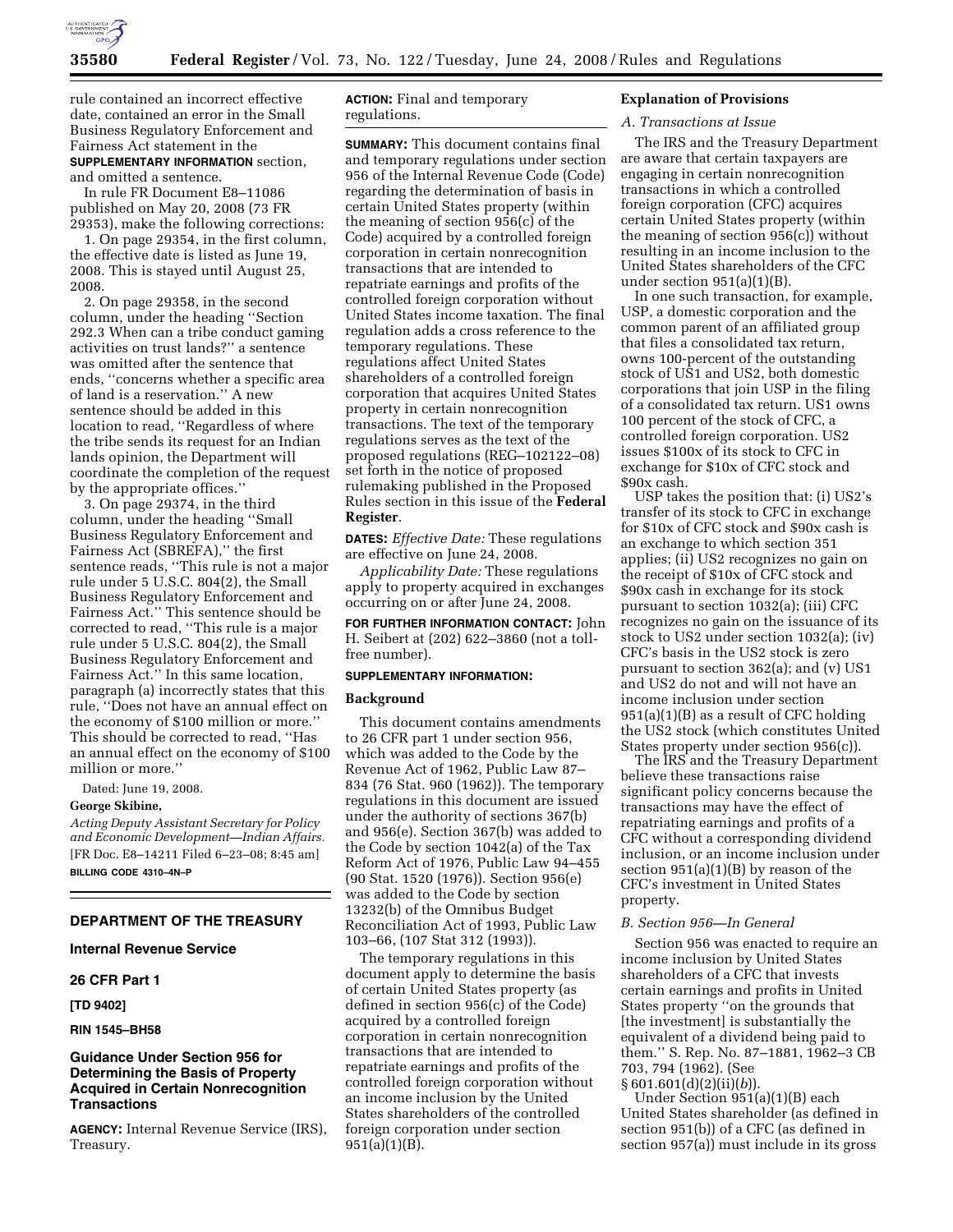rule contained an incorrect effective date, contained an error in the Small Business Regulatory Enforcement and Fairness Act statement in the **SUPPLEMENTARY INFORMATION** section, and omitted a sentence.

In rule FR Document E8–11086 published on May 20, 2008 (73 FR 29353), make the following corrections:

1. On page 29354, in the first column, the effective date is listed as June 19, 2008. This is stayed until August 25, 2008.

2. On page 29358, in the second column, under the heading ''Section 292.3 When can a tribe conduct gaming activities on trust lands?'' a sentence was omitted after the sentence that ends, ''concerns whether a specific area of land is a reservation.'' A new sentence should be added in this location to read, ''Regardless of where the tribe sends its request for an Indian lands opinion, the Department will coordinate the completion of the request by the appropriate offices.''

3. On page 29374, in the third column, under the heading ''Small Business Regulatory Enforcement and Fairness Act (SBREFA),'' the first sentence reads, ''This rule is not a major rule under 5 U.S.C. 804(2), the Small Business Regulatory Enforcement and Fairness Act.'' This sentence should be corrected to read, ''This rule is a major rule under 5 U.S.C. 804(2), the Small Business Regulatory Enforcement and Fairness Act.'' In this same location, paragraph (a) incorrectly states that this rule, ''Does not have an annual effect on the economy of $100 million or more.'' This should be corrected to read, ''Has an annual effect on the economy of $100 million or more.''

Dated: June 19, 2008.

**George Skibine,**

*Acting Deputy Assistant Secretary for Policy and Economic Development—Indian Affairs.*

[FR Doc. E8–14211 Filed 6–23–08; 8:45 am]

**BILLING CODE 4310–4N–P**

## DEPARTMENT OF THE TREASURY

### Internal Revenue Service

### 26 CFR Part 1

### [TD 9402]

### RIN 1545–BH58

## Guidance Under Section 956 for Determining the Basis of Property Acquired in Certain Nonrecognition Transactions

**AGENCY:** Internal Revenue Service (IRS), Treasury.

**ACTION:** Final and temporary regulations.

**SUMMARY:** This document contains final and temporary regulations under section 956 of the Internal Revenue Code (Code) regarding the determination of basis in certain United States property (within the meaning of section 956(c) of the Code) acquired by a controlled foreign corporation in certain nonrecognition transactions that are intended to repatriate earnings and profits of the controlled foreign corporation without United States income taxation. The final regulation adds a cross reference to the temporary regulations. These regulations affect United States shareholders of a controlled foreign corporation that acquires United States property in certain nonrecognition transactions. The text of the temporary regulations serves as the text of the proposed regulations (REG–102122–08) set forth in the notice of proposed rulemaking published in the Proposed Rules section in this issue of the **Federal Register**.

**DATES:** *Effective Date:* These regulations are effective on June 24, 2008.

*Applicability Date:* These regulations apply to property acquired in exchanges occurring on or after June 24, 2008.

**FOR FURTHER INFORMATION CONTACT:** John H. Seibert at (202) 622–3860 (not a toll-free number).

**SUPPLEMENTARY INFORMATION:**

### Background

This document contains amendments to 26 CFR part 1 under section 956, which was added to the Code by the Revenue Act of 1962, Public Law 87–834 (76 Stat. 960 (1962)). The temporary regulations in this document are issued under the authority of sections 367(b) and 956(e). Section 367(b) was added to the Code by section 1042(a) of the Tax Reform Act of 1976, Public Law 94–455 (90 Stat. 1520 (1976)). Section 956(e) was added to the Code by section 13232(b) of the Omnibus Budget Reconciliation Act of 1993, Public Law 103–66, (107 Stat 312 (1993)).

The temporary regulations in this document apply to determine the basis of certain United States property (as defined in section 956(c) of the Code) acquired by a controlled foreign corporation in certain nonrecognition transactions that are intended to repatriate earnings and profits of the controlled foreign corporation without an income inclusion by the United States shareholders of the controlled foreign corporation under section 951(a)(1)(B).

### Explanation of Provisions

#### *A. Transactions at Issue*

The IRS and the Treasury Department are aware that certain taxpayers are engaging in certain nonrecognition transactions in which a controlled foreign corporation (CFC) acquires certain United States property (within the meaning of section 956(c)) without resulting in an income inclusion to the United States shareholders of the CFC under section 951(a)(1)(B).

In one such transaction, for example, USP, a domestic corporation and the common parent of an affiliated group that files a consolidated tax return, owns 100-percent of the outstanding stock of US1 and US2, both domestic corporations that join USP in the filing of a consolidated tax return. US1 owns 100 percent of the stock of CFC, a controlled foreign corporation. US2 issues $100x of its stock to CFC in exchange for $10x of CFC stock and $90x cash.

USP takes the position that: (i) US2's transfer of its stock to CFC in exchange for $10x of CFC stock and $90x cash is an exchange to which section 351 applies; (ii) US2 recognizes no gain on the receipt of $10x of CFC stock and $90x cash in exchange for its stock pursuant to section 1032(a); (iii) CFC recognizes no gain on the issuance of its stock to US2 under section 1032(a); (iv) CFC's basis in the US2 stock is zero pursuant to section 362(a); and (v) US1 and US2 do not and will not have an income inclusion under section 951(a)(1)(B) as a result of CFC holding the US2 stock (which constitutes United States property under section 956(c)).

The IRS and the Treasury Department believe these transactions raise significant policy concerns because the transactions may have the effect of repatriating earnings and profits of a CFC without a corresponding dividend inclusion, or an income inclusion under section 951(a)(1)(B) by reason of the CFC's investment in United States property.

#### *B. Section 956—In General*

Section 956 was enacted to require an income inclusion by United States shareholders of a CFC that invests certain earnings and profits in United States property ''on the grounds that [the investment] is substantially the equivalent of a dividend being paid to them.'' S. Rep. No. 87–1881, 1962–3 CB 703, 794 (1962). (See § 601.601(d)(2)(ii)(*b*)).

Under Section 951(a)(1)(B) each United States shareholder (as defined in section 951(b)) of a CFC (as defined in section 957(a)) must include in its gross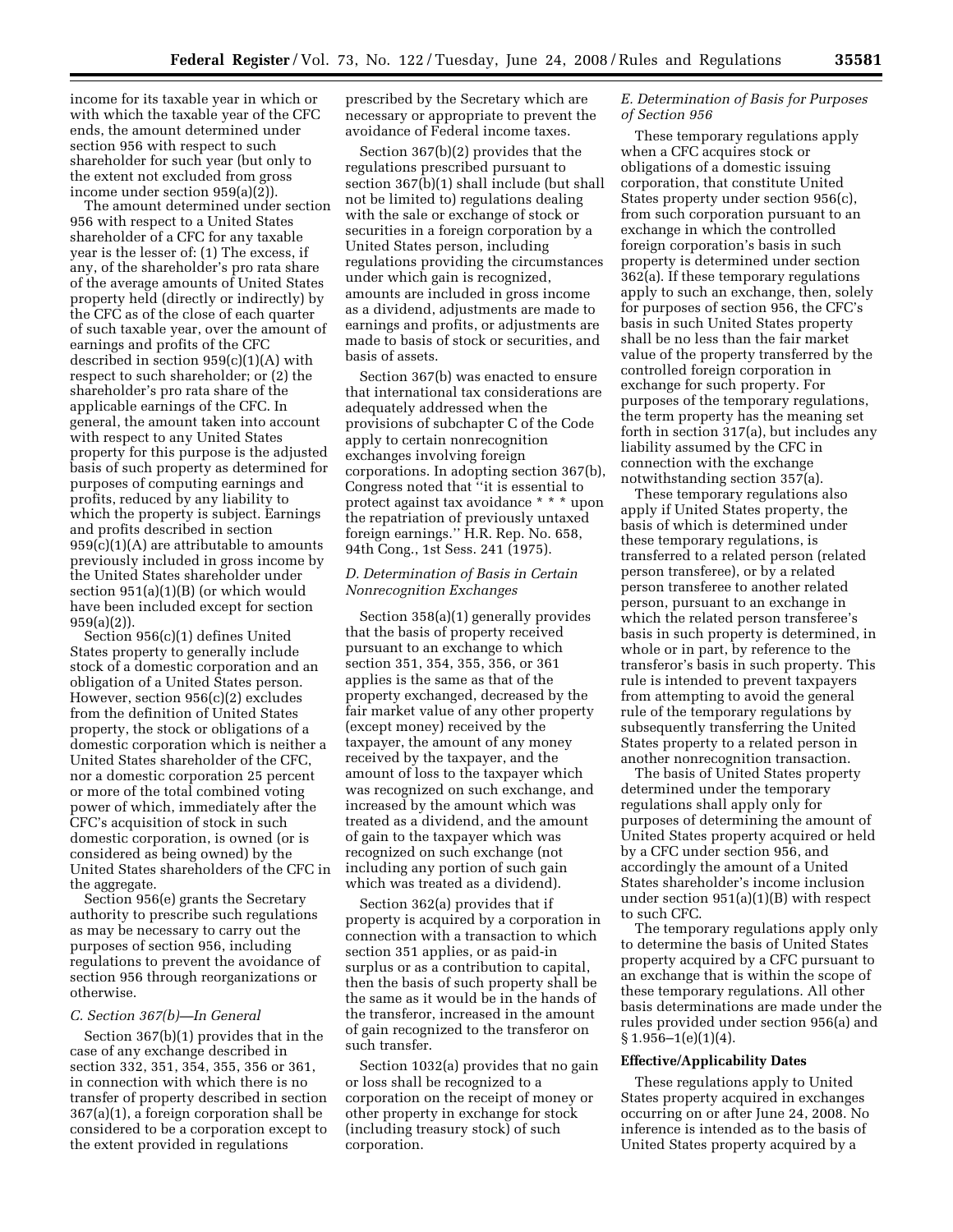income for its taxable year in which or with which the taxable year of the CFC ends, the amount determined under section 956 with respect to such shareholder for such year (but only to the extent not excluded from gross income under section 959(a)(2)).

The amount determined under section 956 with respect to a United States shareholder of a CFC for any taxable year is the lesser of: (1) The excess, if any, of the shareholder's pro rata share of the average amounts of United States property held (directly or indirectly) by the CFC as of the close of each quarter of such taxable year, over the amount of earnings and profits of the CFC described in section 959(c)(1)(A) with respect to such shareholder; or (2) the shareholder's pro rata share of the applicable earnings of the CFC. In general, the amount taken into account with respect to any United States property for this purpose is the adjusted basis of such property as determined for purposes of computing earnings and profits, reduced by any liability to which the property is subject. Earnings and profits described in section 959(c)(1)(A) are attributable to amounts previously included in gross income by the United States shareholder under section 951(a)(1)(B) (or which would have been included except for section 959(a)(2)).

Section 956(c)(1) defines United States property to generally include stock of a domestic corporation and an obligation of a United States person. However, section 956(c)(2) excludes from the definition of United States property, the stock or obligations of a domestic corporation which is neither a United States shareholder of the CFC, nor a domestic corporation 25 percent or more of the total combined voting power of which, immediately after the CFC's acquisition of stock in such domestic corporation, is owned (or is considered as being owned) by the United States shareholders of the CFC in the aggregate.

Section 956(e) grants the Secretary authority to prescribe such regulations as may be necessary to carry out the purposes of section 956, including regulations to prevent the avoidance of section 956 through reorganizations or otherwise.

### *C. Section 367(b)—In General*

Section 367(b)(1) provides that in the case of any exchange described in section 332, 351, 354, 355, 356 or 361, in connection with which there is no transfer of property described in section 367(a)(1), a foreign corporation shall be considered to be a corporation except to the extent provided in regulations prescribed by the Secretary which are necessary or appropriate to prevent the avoidance of Federal income taxes.

Section 367(b)(2) provides that the regulations prescribed pursuant to section 367(b)(1) shall include (but shall not be limited to) regulations dealing with the sale or exchange of stock or securities in a foreign corporation by a United States person, including regulations providing the circumstances under which gain is recognized, amounts are included in gross income as a dividend, adjustments are made to earnings and profits, or adjustments are made to basis of stock or securities, and basis of assets.

Section 367(b) was enacted to ensure that international tax considerations are adequately addressed when the provisions of subchapter C of the Code apply to certain nonrecognition exchanges involving foreign corporations. In adopting section 367(b), Congress noted that ''it is essential to protect against tax avoidance * * * upon the repatriation of previously untaxed foreign earnings.'' H.R. Rep. No. 658, 94th Cong., 1st Sess. 241 (1975).

### *D. Determination of Basis in Certain Nonrecognition Exchanges*

Section 358(a)(1) generally provides that the basis of property received pursuant to an exchange to which section 351, 354, 355, 356, or 361 applies is the same as that of the property exchanged, decreased by the fair market value of any other property (except money) received by the taxpayer, the amount of any money received by the taxpayer, and the amount of loss to the taxpayer which was recognized on such exchange, and increased by the amount which was treated as a dividend, and the amount of gain to the taxpayer which was recognized on such exchange (not including any portion of such gain which was treated as a dividend).

Section 362(a) provides that if property is acquired by a corporation in connection with a transaction to which section 351 applies, or as paid-in surplus or as a contribution to capital, then the basis of such property shall be the same as it would be in the hands of the transferor, increased in the amount of gain recognized to the transferor on such transfer.

Section 1032(a) provides that no gain or loss shall be recognized to a corporation on the receipt of money or other property in exchange for stock (including treasury stock) of such corporation.

### *E. Determination of Basis for Purposes of Section 956*

These temporary regulations apply when a CFC acquires stock or obligations of a domestic issuing corporation, that constitute United States property under section 956(c), from such corporation pursuant to an exchange in which the controlled foreign corporation's basis in such property is determined under section 362(a). If these temporary regulations apply to such an exchange, then, solely for purposes of section 956, the CFC's basis in such United States property shall be no less than the fair market value of the property transferred by the controlled foreign corporation in exchange for such property. For purposes of the temporary regulations, the term property has the meaning set forth in section 317(a), but includes any liability assumed by the CFC in connection with the exchange notwithstanding section 357(a).

These temporary regulations also apply if United States property, the basis of which is determined under these temporary regulations, is transferred to a related person (related person transferee), or by a related person transferee to another related person, pursuant to an exchange in which the related person transferee's basis in such property is determined, in whole or in part, by reference to the transferor's basis in such property. This rule is intended to prevent taxpayers from attempting to avoid the general rule of the temporary regulations by subsequently transferring the United States property to a related person in another nonrecognition transaction.

The basis of United States property determined under the temporary regulations shall apply only for purposes of determining the amount of United States property acquired or held by a CFC under section 956, and accordingly the amount of a United States shareholder's income inclusion under section 951(a)(1)(B) with respect to such CFC.

The temporary regulations apply only to determine the basis of United States property acquired by a CFC pursuant to an exchange that is within the scope of these temporary regulations. All other basis determinations are made under the rules provided under section 956(a) and § 1.956–1(e)(1)(4).

## **Effective/Applicability Dates**

These regulations apply to United States property acquired in exchanges occurring on or after June 24, 2008. No inference is intended as to the basis of United States property acquired by a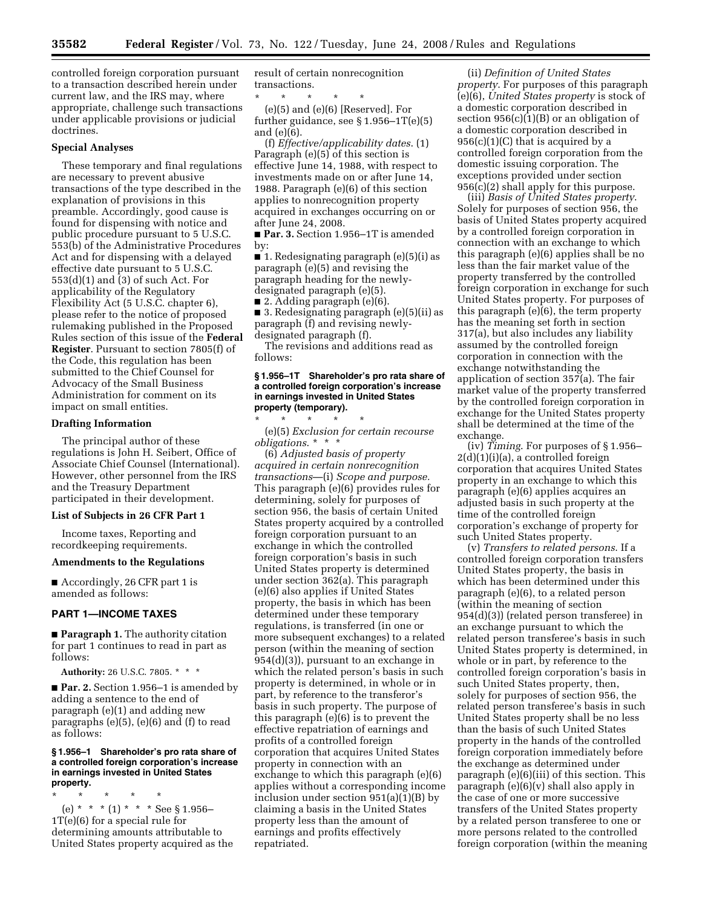controlled foreign corporation pursuant to a transaction described herein under current law, and the IRS may, where appropriate, challenge such transactions under applicable provisions or judicial doctrines.

## Special Analyses

These temporary and final regulations are necessary to prevent abusive transactions of the type described in the explanation of provisions in this preamble. Accordingly, good cause is found for dispensing with notice and public procedure pursuant to 5 U.S.C. 553(b) of the Administrative Procedures Act and for dispensing with a delayed effective date pursuant to 5 U.S.C. 553(d)(1) and (3) of such Act. For applicability of the Regulatory Flexibility Act (5 U.S.C. chapter 6), please refer to the notice of proposed rulemaking published in the Proposed Rules section of this issue of the **Federal Register**. Pursuant to section 7805(f) of the Code, this regulation has been submitted to the Chief Counsel for Advocacy of the Small Business Administration for comment on its impact on small entities.

## Drafting Information

The principal author of these regulations is John H. Seibert, Office of Associate Chief Counsel (International). However, other personnel from the IRS and the Treasury Department participated in their development.

## List of Subjects in 26 CFR Part 1

Income taxes, Reporting and recordkeeping requirements.

## Amendments to the Regulations

■ Accordingly, 26 CFR part 1 is amended as follows:

## PART 1—INCOME TAXES

■ **Paragraph 1.** The authority citation for part 1 continues to read in part as follows:

**Authority:** 26 U.S.C. 7805. * * *

■ **Par. 2.** Section 1.956–1 is amended by adding a sentence to the end of paragraph (e)(1) and adding new paragraphs (e)(5), (e)(6) and (f) to read as follows:

### § 1.956–1 Shareholder's pro rata share of a controlled foreign corporation's increase in earnings invested in United States property.

\* \* \* \* \*

(e) * * * (1) * * * See § 1.956–1T(e)(6) for a special rule for determining amounts attributable to United States property acquired as the result of certain nonrecognition transactions.

\* \* \* \* \*

(e)(5) and (e)(6) [Reserved]. For further guidance, see § 1.956–1T(e)(5) and (e)(6).

(f) *Effective/applicability dates.* (1) Paragraph (e)(5) of this section is effective June 14, 1988, with respect to investments made on or after June 14, 1988. Paragraph (e)(6) of this section applies to nonrecognition property acquired in exchanges occurring on or after June 24, 2008.

■ **Par. 3.** Section 1.956–1T is amended by:

■ 1. Redesignating paragraph (e)(5)(i) as paragraph (e)(5) and revising the paragraph heading for the newly-designated paragraph (e)(5).

■ 2. Adding paragraph (e)(6).

■ 3. Redesignating paragraph (e)(5)(ii) as paragraph (f) and revising newly-designated paragraph (f).

The revisions and additions read as follows:

### § 1.956–1T Shareholder's pro rata share of a controlled foreign corporation's increase in earnings invested in United States property (temporary).

\* \* \* \* \*

(e)(5) *Exclusion for certain recourse obligations.* * * *

(6) *Adjusted basis of property acquired in certain nonrecognition transactions*—(i) *Scope and purpose.* This paragraph (e)(6) provides rules for determining, solely for purposes of section 956, the basis of certain United States property acquired by a controlled foreign corporation pursuant to an exchange in which the controlled foreign corporation's basis in such United States property is determined under section 362(a). This paragraph (e)(6) also applies if United States property, the basis in which has been determined under these temporary regulations, is transferred (in one or more subsequent exchanges) to a related person (within the meaning of section 954(d)(3)), pursuant to an exchange in which the related person's basis in such property is determined, in whole or in part, by reference to the transferor's basis in such property. The purpose of this paragraph (e)(6) is to prevent the effective repatriation of earnings and profits of a controlled foreign corporation that acquires United States property in connection with an exchange to which this paragraph (e)(6) applies without a corresponding income inclusion under section 951(a)(1)(B) by claiming a basis in the United States property less than the amount of earnings and profits effectively repatriated.

(ii) *Definition of United States property.* For purposes of this paragraph (e)(6), *United States property* is stock of a domestic corporation described in section 956(c)(1)(B) or an obligation of a domestic corporation described in 956(c)(1)(C) that is acquired by a controlled foreign corporation from the domestic issuing corporation. The exceptions provided under section 956(c)(2) shall apply for this purpose.

(iii) *Basis of United States property.* Solely for purposes of section 956, the basis of United States property acquired by a controlled foreign corporation in connection with an exchange to which this paragraph (e)(6) applies shall be no less than the fair market value of the property transferred by the controlled foreign corporation in exchange for such United States property. For purposes of this paragraph (e)(6), the term property has the meaning set forth in section 317(a), but also includes any liability assumed by the controlled foreign corporation in connection with the exchange notwithstanding the application of section 357(a). The fair market value of the property transferred by the controlled foreign corporation in exchange for the United States property shall be determined at the time of the exchange.

(iv) *Timing.* For purposes of § 1.956–2(d)(1)(i)(a), a controlled foreign corporation that acquires United States property in an exchange to which this paragraph (e)(6) applies acquires an adjusted basis in such property at the time of the controlled foreign corporation's exchange of property for such United States property.

(v) *Transfers to related persons.* If a controlled foreign corporation transfers United States property, the basis in which has been determined under this paragraph (e)(6), to a related person (within the meaning of section 954(d)(3)) (related person transferee) in an exchange pursuant to which the related person transferee's basis in such United States property is determined, in whole or in part, by reference to the controlled foreign corporation's basis in such United States property, then, solely for purposes of section 956, the related person transferee's basis in such United States property shall be no less than the basis of such United States property in the hands of the controlled foreign corporation immediately before the exchange as determined under paragraph (e)(6)(iii) of this section. This paragraph (e)(6)(v) shall also apply in the case of one or more successive transfers of the United States property by a related person transferee to one or more persons related to the controlled foreign corporation (within the meaning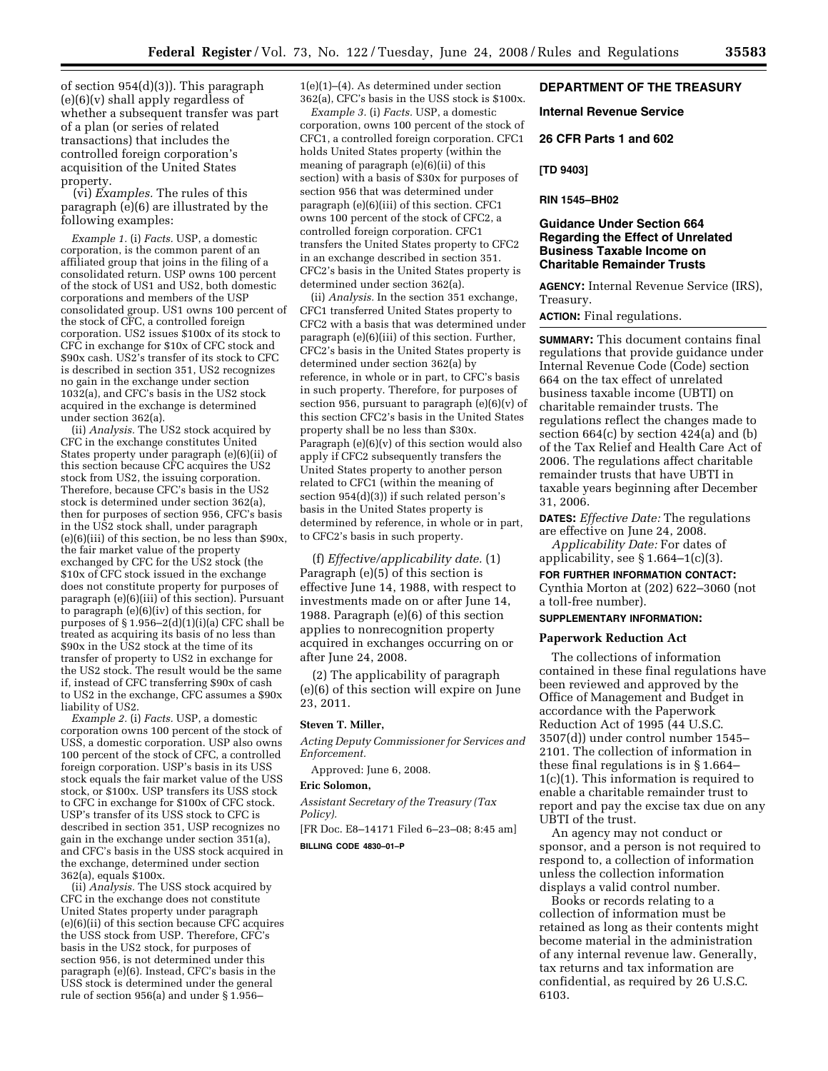of section 954(d)(3)). This paragraph (e)(6)(v) shall apply regardless of whether a subsequent transfer was part of a plan (or series of related transactions) that includes the controlled foreign corporation's acquisition of the United States property.

(vi) *Examples.* The rules of this paragraph (e)(6) are illustrated by the following examples:

*Example 1.* (i) *Facts.* USP, a domestic corporation, is the common parent of an affiliated group that joins in the filing of a consolidated return. USP owns 100 percent of the stock of US1 and US2, both domestic corporations and members of the USP consolidated group. US1 owns 100 percent of the stock of CFC, a controlled foreign corporation. US2 issues $100x of its stock to CFC in exchange for $10x of CFC stock and $90x cash. US2's transfer of its stock to CFC is described in section 351, US2 recognizes no gain in the exchange under section 1032(a), and CFC's basis in the US2 stock acquired in the exchange is determined under section 362(a).

(ii) *Analysis.* The US2 stock acquired by CFC in the exchange constitutes United States property under paragraph (e)(6)(ii) of this section because CFC acquires the US2 stock from US2, the issuing corporation. Therefore, because CFC's basis in the US2 stock is determined under section 362(a), then for purposes of section 956, CFC's basis in the US2 stock shall, under paragraph (e)(6)(iii) of this section, be no less than $90x, the fair market value of the property exchanged by CFC for the US2 stock (the $10x of CFC stock issued in the exchange does not constitute property for purposes of paragraph (e)(6)(iii) of this section). Pursuant to paragraph (e)(6)(iv) of this section, for purposes of § 1.956–2(d)(1)(i)(*a*) CFC shall be treated as acquiring its basis of no less than $90x in the US2 stock at the time of its transfer of property to US2 in exchange for the US2 stock. The result would be the same if, instead of CFC transferring $90x of cash to US2 in the exchange, CFC assumes a $90x liability of US2.

*Example 2.* (i) *Facts.* USP, a domestic corporation owns 100 percent of the stock of USS, a domestic corporation. USP also owns 100 percent of the stock of CFC, a controlled foreign corporation. USP's basis in its USS stock equals the fair market value of the USS stock, or $100x. USP transfers its USS stock to CFC in exchange for $100x of CFC stock. USP's transfer of its USS stock to CFC is described in section 351, USP recognizes no gain in the exchange under section 351(a), and CFC's basis in the USS stock acquired in the exchange, determined under section 362(a), equals $100x.

(ii) *Analysis.* The USS stock acquired by CFC in the exchange does not constitute United States property under paragraph (e)(6)(ii) of this section because CFC acquires the USS stock from USP. Therefore, CFC's basis in the US2 stock, for purposes of section 956, is not determined under this paragraph (e)(6). Instead, CFC's basis in the USS stock is determined under the general rule of section 956(a) and under § 1.956–1(e)(1)–(4). As determined under section 362(a), CFC's basis in the USS stock is $100x.

*Example 3.* (i) *Facts.* USP, a domestic corporation, owns 100 percent of the stock of CFC1, a controlled foreign corporation. CFC1 holds United States property (within the meaning of paragraph (e)(6)(ii) of this section) with a basis of $30x for purposes of section 956 that was determined under paragraph (e)(6)(iii) of this section. CFC1 owns 100 percent of the stock of CFC2, a controlled foreign corporation. CFC1 transfers the United States property to CFC2 in an exchange described in section 351. CFC2's basis in the United States property is determined under section 362(a).

(ii) *Analysis.* In the section 351 exchange, CFC1 transferred United States property to CFC2 with a basis that was determined under paragraph (e)(6)(iii) of this section. Further, CFC2's basis in the United States property is determined under section 362(a) by reference, in whole or in part, to CFC's basis in such property. Therefore, for purposes of section 956, pursuant to paragraph (e)(6)(v) of this section CFC2's basis in the United States property shall be no less than $30x. Paragraph (e)(6)(v) of this section would also apply if CFC2 subsequently transfers the United States property to another person related to CFC1 (within the meaning of section 954(d)(3)) if such related person's basis in the United States property is determined by reference, in whole or in part, to CFC2's basis in such property.

(f) *Effective/applicability date.* (1) Paragraph (e)(5) of this section is effective June 14, 1988, with respect to investments made on or after June 14, 1988. Paragraph (e)(6) of this section applies to nonrecognition property acquired in exchanges occurring on or after June 24, 2008.

(2) The applicability of paragraph (e)(6) of this section will expire on June 23, 2011.

**Steven T. Miller,**

*Acting Deputy Commissioner for Services and Enforcement.*

Approved: June 6, 2008.

**Eric Solomon,**

*Assistant Secretary of the Treasury (Tax Policy).*

[FR Doc. E8–14171 Filed 6–23–08; 8:45 am]

**BILLING CODE 4830–01–P**

## DEPARTMENT OF THE TREASURY

## Internal Revenue Service

## 26 CFR Parts 1 and 602

**[TD 9403]**

**RIN 1545–BH02**

## Guidance Under Section 664 Regarding the Effect of Unrelated Business Taxable Income on Charitable Remainder Trusts

**AGENCY:** Internal Revenue Service (IRS), Treasury.

**ACTION:** Final regulations.

**SUMMARY:** This document contains final regulations that provide guidance under Internal Revenue Code (Code) section 664 on the tax effect of unrelated business taxable income (UBTI) on charitable remainder trusts. The regulations reflect the changes made to section 664(c) by section 424(a) and (b) of the Tax Relief and Health Care Act of 2006. The regulations affect charitable remainder trusts that have UBTI in taxable years beginning after December 31, 2006.

**DATES:** *Effective Date:* The regulations are effective on June 24, 2008.

*Applicability Date:* For dates of applicability, see § 1.664–1(c)(3).

**FOR FURTHER INFORMATION CONTACT:** Cynthia Morton at (202) 622–3060 (not a toll-free number).

**SUPPLEMENTARY INFORMATION:**

### Paperwork Reduction Act

The collections of information contained in these final regulations have been reviewed and approved by the Office of Management and Budget in accordance with the Paperwork Reduction Act of 1995 (44 U.S.C. 3507(d)) under control number 1545–2101. The collection of information in these final regulations is in § 1.664–1(c)(1). This information is required to enable a charitable remainder trust to report and pay the excise tax due on any UBTI of the trust.

An agency may not conduct or sponsor, and a person is not required to respond to, a collection of information unless the collection information displays a valid control number.

Books or records relating to a collection of information must be retained as long as their contents might become material in the administration of any internal revenue law. Generally, tax returns and tax information are confidential, as required by 26 U.S.C. 6103.